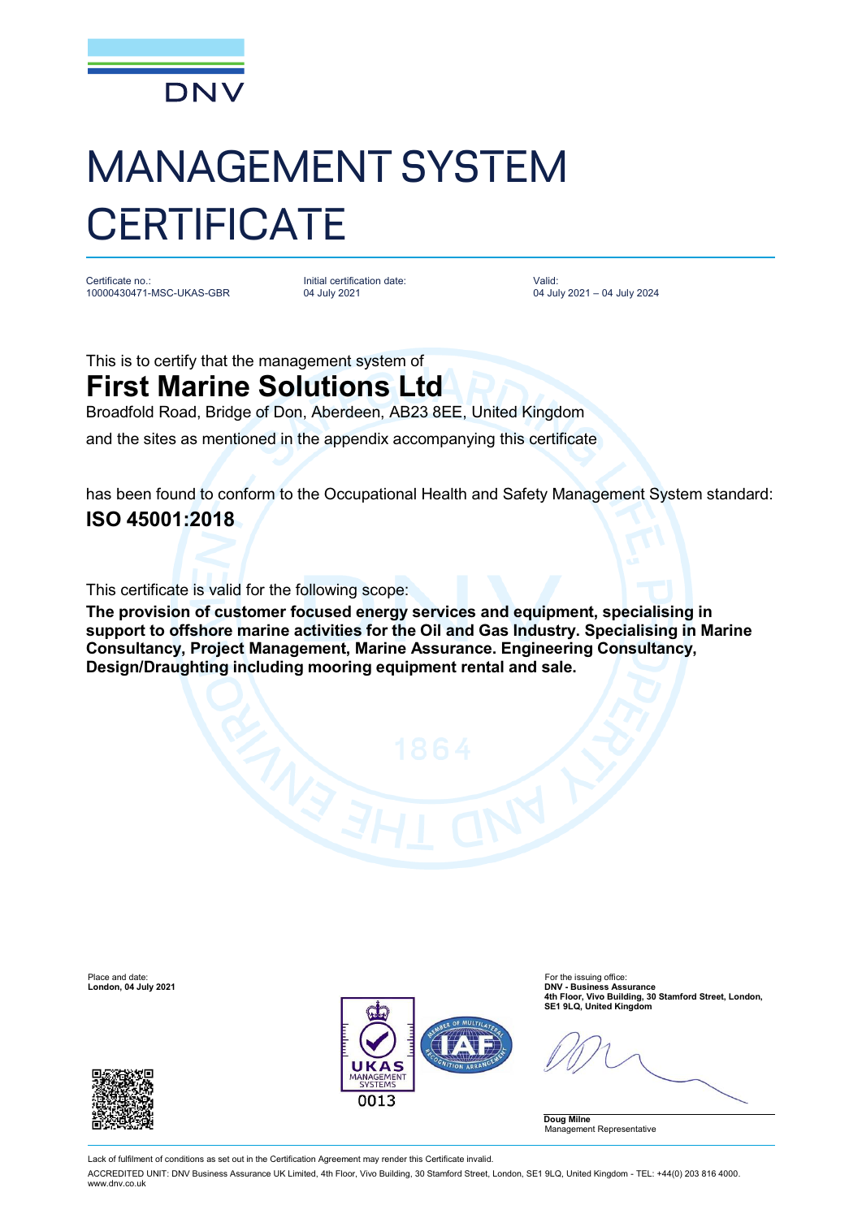DNV

# MANAGEMENT SYSTEM CERTIFICATE

| Certificate no.: | Initial certification date: | Valid: |
| --- | --- | --- |
| 10000430471-MSC-UKAS-GBR | 04 July 2021 | 04 July 2021 – 04 July 2024 |

This is to certify that the management system of

## First Marine Solutions Ltd

Broadfold Road, Bridge of Don, Aberdeen, AB23 8EE, United Kingdom

and the sites as mentioned in the appendix accompanying this certificate

has been found to conform to the Occupational Health and Safety Management System standard:

## ISO 45001:2018

This certificate is valid for the following scope:

**The provision of customer focused energy services and equipment, specialising in support to offshore marine activities for the Oil and Gas Industry. Specialising in Marine Consultancy, Project Management, Marine Assurance. Engineering Consultancy, Design/Draughting including mooring equipment rental and sale.**

Place and date:
**London, 04 July 2021**

For the issuing office:
**DNV - Business Assurance**
**4th Floor, Vivo Building, 30 Stamford Street, London, SE1 9LQ, United Kingdom**

UKAS MANAGEMENT SYSTEMS 0013

**Doug Milne**
Management Representative

Lack of fulfilment of conditions as set out in the Certification Agreement may render this Certificate invalid.

ACCREDITED UNIT: DNV Business Assurance UK Limited, 4th Floor, Vivo Building, 30 Stamford Street, London, SE1 9LQ, United Kingdom - TEL: +44(0) 203 816 4000. www.dnv.co.uk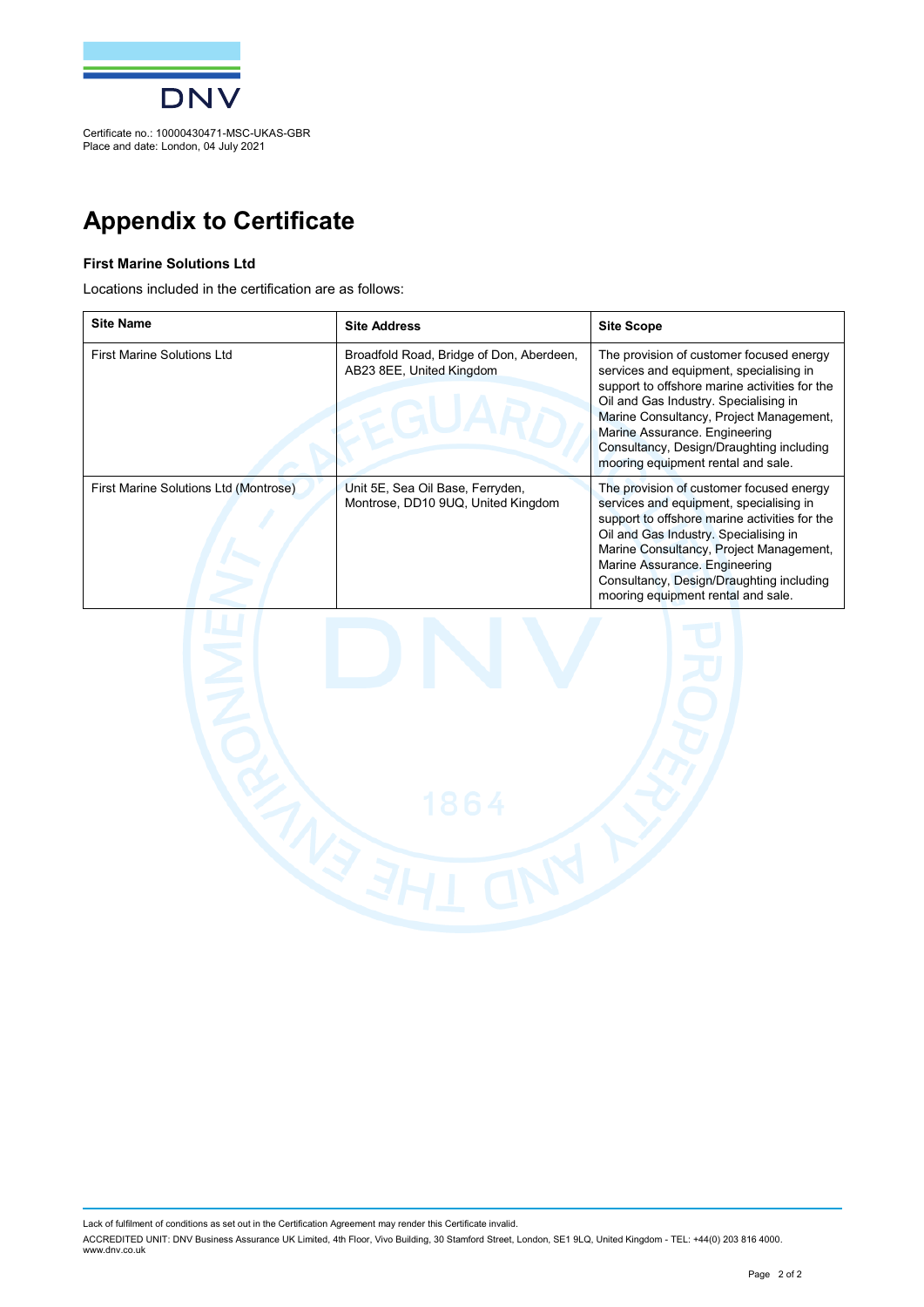Certificate no.: 10000430471-MSC-UKAS-GBR
Place and date: London, 04 July 2021

# Appendix to Certificate

**First Marine Solutions Ltd**

Locations included in the certification are as follows:

| Site Name | Site Address | Site Scope |
|---|---|---|
| First Marine Solutions Ltd | Broadfold Road, Bridge of Don, Aberdeen, AB23 8EE, United Kingdom | The provision of customer focused energy services and equipment, specialising in support to offshore marine activities for the Oil and Gas Industry. Specialising in Marine Consultancy, Project Management, Marine Assurance. Engineering Consultancy, Design/Draughting including mooring equipment rental and sale. |
| First Marine Solutions Ltd (Montrose) | Unit 5E, Sea Oil Base, Ferryden, Montrose, DD10 9UQ, United Kingdom | The provision of customer focused energy services and equipment, specialising in support to offshore marine activities for the Oil and Gas Industry. Specialising in Marine Consultancy, Project Management, Marine Assurance. Engineering Consultancy, Design/Draughting including mooring equipment rental and sale. |

Lack of fulfilment of conditions as set out in the Certification Agreement may render this Certificate invalid.

ACCREDITED UNIT: DNV Business Assurance UK Limited, 4th Floor, Vivo Building, 30 Stamford Street, London, SE1 9LQ, United Kingdom - TEL: +44(0) 203 816 4000. www.dnv.co.uk